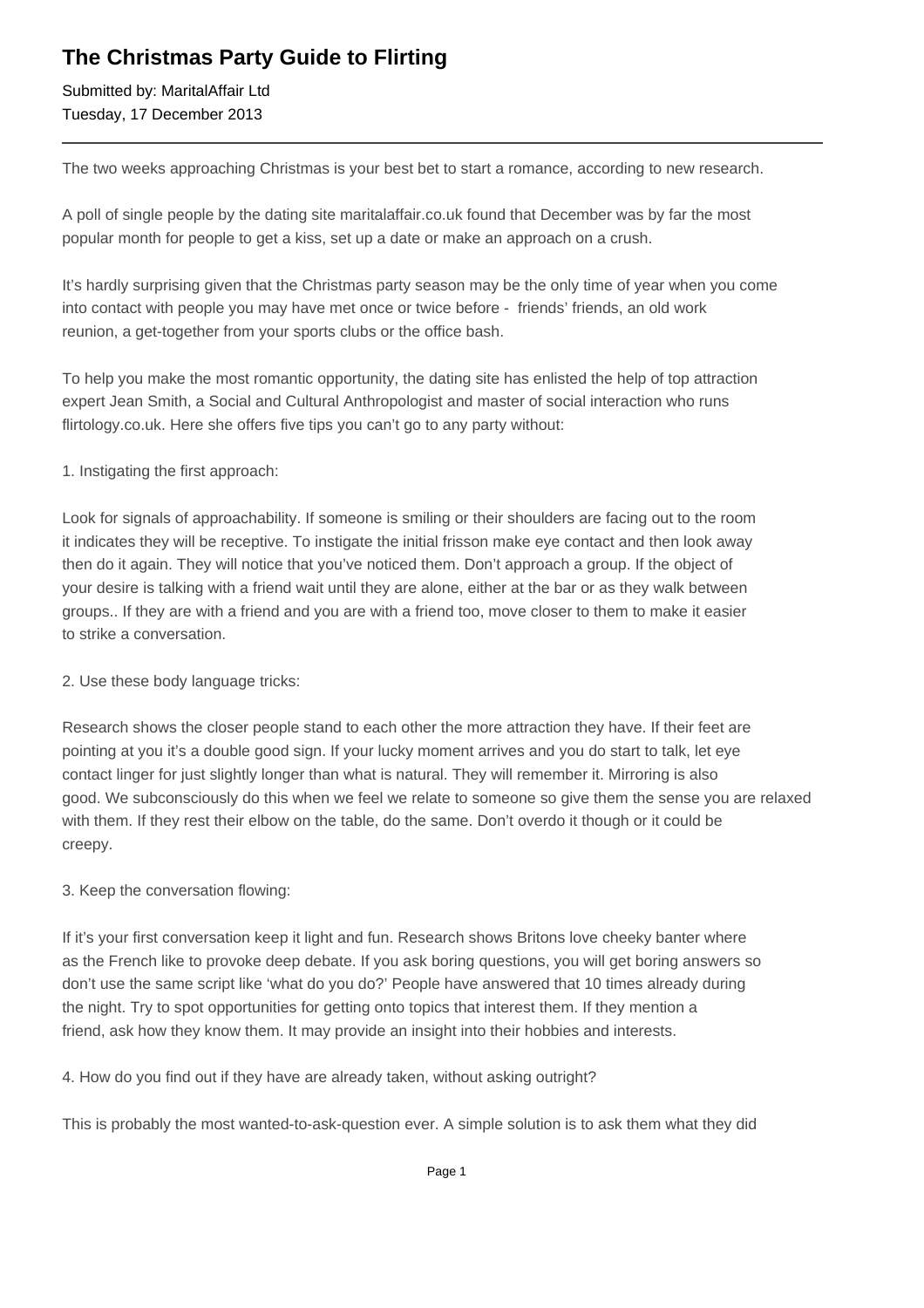# The Christmas Party Guide to Flirting

Submitted by: MaritalAffair Ltd
Tuesday, 17 December 2013

---

The two weeks approaching Christmas is your best bet to start a romance, according to new research.

A poll of single people by the dating site maritalaffair.co.uk found that December was by far the most popular month for people to get a kiss, set up a date or make an approach on a crush.

It's hardly surprising given that the Christmas party season may be the only time of year when you come into contact with people you may have met once or twice before - friends' friends, an old work reunion, a get-together from your sports clubs or the office bash.

To help you make the most romantic opportunity, the dating site has enlisted the help of top attraction expert Jean Smith, a Social and Cultural Anthropologist and master of social interaction who runs flirtology.co.uk. Here she offers five tips you can't go to any party without:

1. Instigating the first approach:

Look for signals of approachability. If someone is smiling or their shoulders are facing out to the room it indicates they will be receptive. To instigate the initial frisson make eye contact and then look away then do it again. They will notice that you've noticed them. Don't approach a group. If the object of your desire is talking with a friend wait until they are alone, either at the bar or as they walk between groups.. If they are with a friend and you are with a friend too, move closer to them to make it easier to strike a conversation.

2. Use these body language tricks:

Research shows the closer people stand to each other the more attraction they have. If their feet are pointing at you it's a double good sign. If your lucky moment arrives and you do start to talk, let eye contact linger for just slightly longer than what is natural. They will remember it. Mirroring is also good. We subconsciously do this when we feel we relate to someone so give them the sense you are relaxed with them. If they rest their elbow on the table, do the same. Don't overdo it though or it could be creepy.

3. Keep the conversation flowing:

If it's your first conversation keep it light and fun. Research shows Britons love cheeky banter where as the French like to provoke deep debate. If you ask boring questions, you will get boring answers so don't use the same script like 'what do you do?' People have answered that 10 times already during the night. Try to spot opportunities for getting onto topics that interest them. If they mention a friend, ask how they know them. It may provide an insight into their hobbies and interests.

4. How do you find out if they have are already taken, without asking outright?

This is probably the most wanted-to-ask-question ever. A simple solution is to ask them what they did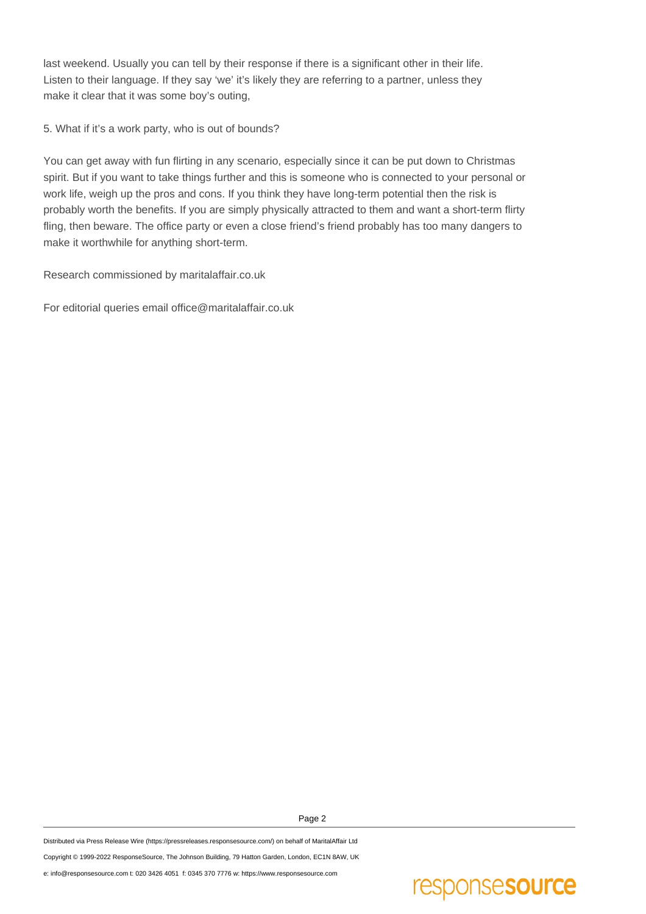last weekend. Usually you can tell by their response if there is a significant other in their life. Listen to their language. If they say ‘we’ it’s likely they are referring to a partner, unless they make it clear that it was some boy’s outing,

5. What if it’s a work party, who is out of bounds?

You can get away with fun flirting in any scenario, especially since it can be put down to Christmas spirit. But if you want to take things further and this is someone who is connected to your personal or work life, weigh up the pros and cons. If you think they have long-term potential then the risk is probably worth the benefits. If you are simply physically attracted to them and want a short-term flirty fling, then beware. The office party or even a close friend’s friend probably has too many dangers to make it worthwhile for anything short-term.

Research commissioned by maritalaffair.co.uk

For editorial queries email office@maritalaffair.co.uk